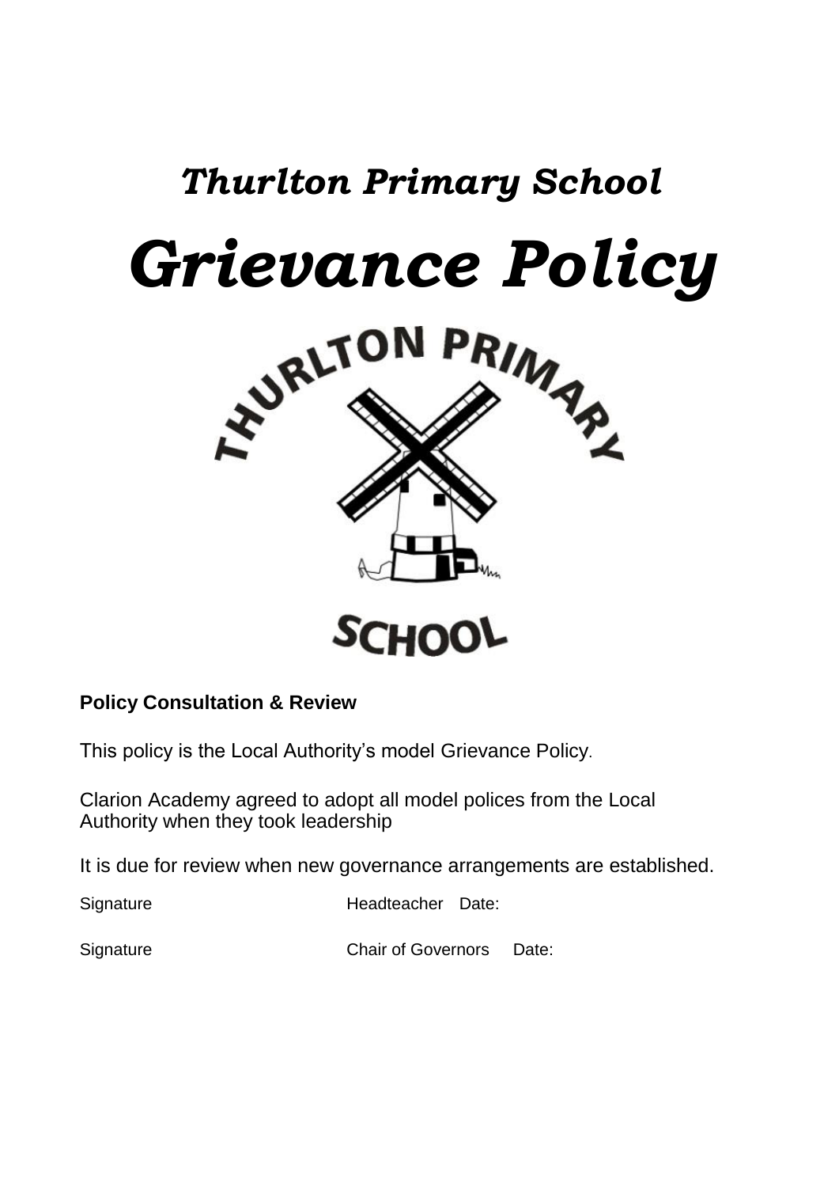# *Thurlton Primary School*

# *Grievance Policy*

**Policy Consultation & Review**

This policy is the Local Authority's model Grievance Policy.

Clarion Academy agreed to adopt all model polices from the Local Authority when they took leadership

It is due for review when new governance arrangements are established.

Signature Headteacher Date:

Signature Chair of Governors Date: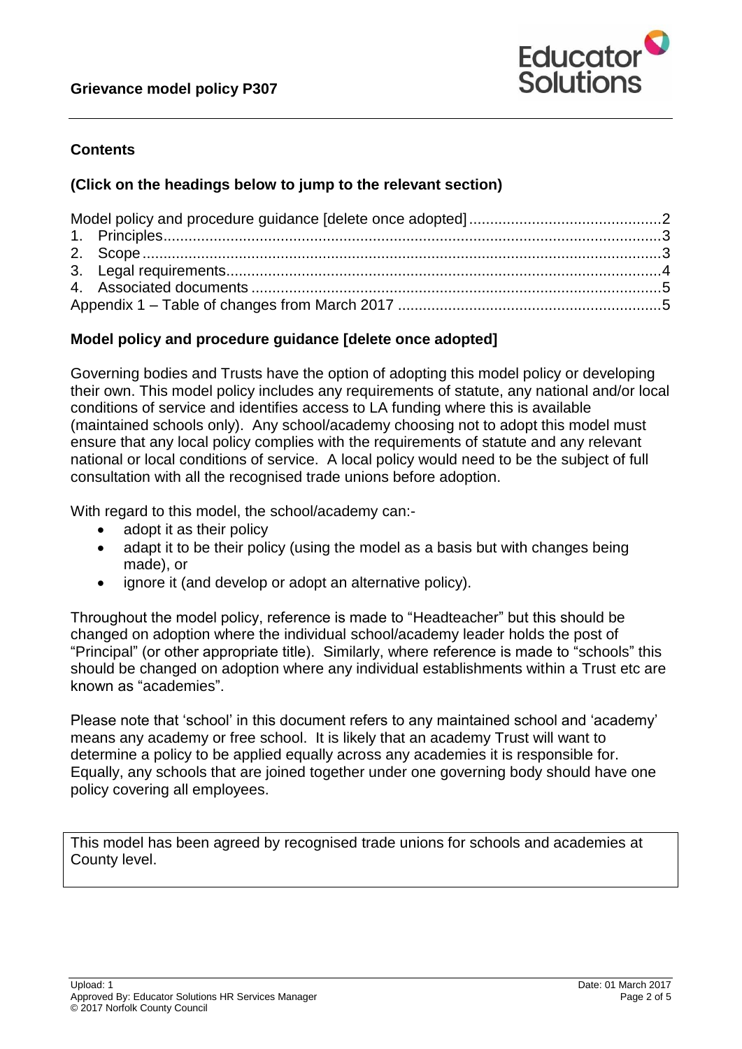## Contents

**(Click on the headings below to jump to the relevant section)**

Model policy and procedure guidance [delete once adopted] .............................................2
1. Principles.....................................................................................................................3
2. Scope..........................................................................................................................3
3. Legal requirements.......................................................................................................4
4. Associated documents .................................................................................................5
Appendix 1 – Table of changes from March 2017 ..............................................................5

## Model policy and procedure guidance [delete once adopted]

Governing bodies and Trusts have the option of adopting this model policy or developing their own. This model policy includes any requirements of statute, any national and/or local conditions of service and identifies access to LA funding where this is available (maintained schools only). Any school/academy choosing not to adopt this model must ensure that any local policy complies with the requirements of statute and any relevant national or local conditions of service. A local policy would need to be the subject of full consultation with all the recognised trade unions before adoption.

With regard to this model, the school/academy can:-

- adopt it as their policy
- adapt it to be their policy (using the model as a basis but with changes being made), or
- ignore it (and develop or adopt an alternative policy).

Throughout the model policy, reference is made to "Headteacher" but this should be changed on adoption where the individual school/academy leader holds the post of "Principal" (or other appropriate title). Similarly, where reference is made to "schools" this should be changed on adoption where any individual establishments within a Trust etc are known as "academies".

Please note that 'school' in this document refers to any maintained school and 'academy' means any academy or free school. It is likely that an academy Trust will want to determine a policy to be applied equally across any academies it is responsible for. Equally, any schools that are joined together under one governing body should have one policy covering all employees.

This model has been agreed by recognised trade unions for schools and academies at County level.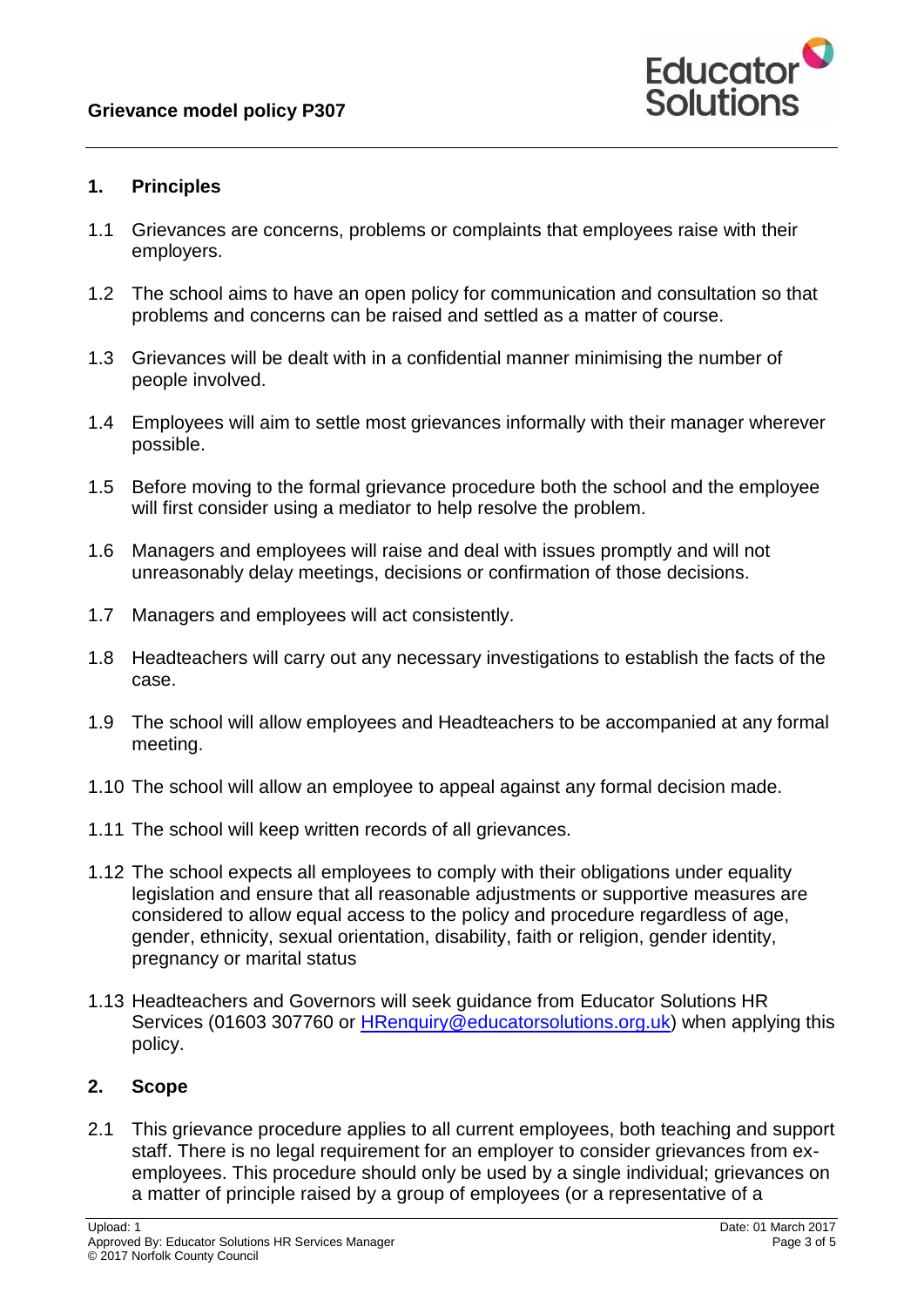**Grievance model policy P307**

## 1. Principles

1.1 Grievances are concerns, problems or complaints that employees raise with their employers.

1.2 The school aims to have an open policy for communication and consultation so that problems and concerns can be raised and settled as a matter of course.

1.3 Grievances will be dealt with in a confidential manner minimising the number of people involved.

1.4 Employees will aim to settle most grievances informally with their manager wherever possible.

1.5 Before moving to the formal grievance procedure both the school and the employee will first consider using a mediator to help resolve the problem.

1.6 Managers and employees will raise and deal with issues promptly and will not unreasonably delay meetings, decisions or confirmation of those decisions.

1.7 Managers and employees will act consistently.

1.8 Headteachers will carry out any necessary investigations to establish the facts of the case.

1.9 The school will allow employees and Headteachers to be accompanied at any formal meeting.

1.10 The school will allow an employee to appeal against any formal decision made.

1.11 The school will keep written records of all grievances.

1.12 The school expects all employees to comply with their obligations under equality legislation and ensure that all reasonable adjustments or supportive measures are considered to allow equal access to the policy and procedure regardless of age, gender, ethnicity, sexual orientation, disability, faith or religion, gender identity, pregnancy or marital status

1.13 Headteachers and Governors will seek guidance from Educator Solutions HR Services (01603 307760 or HRenquiry@educatorsolutions.org.uk) when applying this policy.

## 2. Scope

2.1 This grievance procedure applies to all current employees, both teaching and support staff. There is no legal requirement for an employer to consider grievances from ex-employees. This procedure should only be used by a single individual; grievances on a matter of principle raised by a group of employees (or a representative of a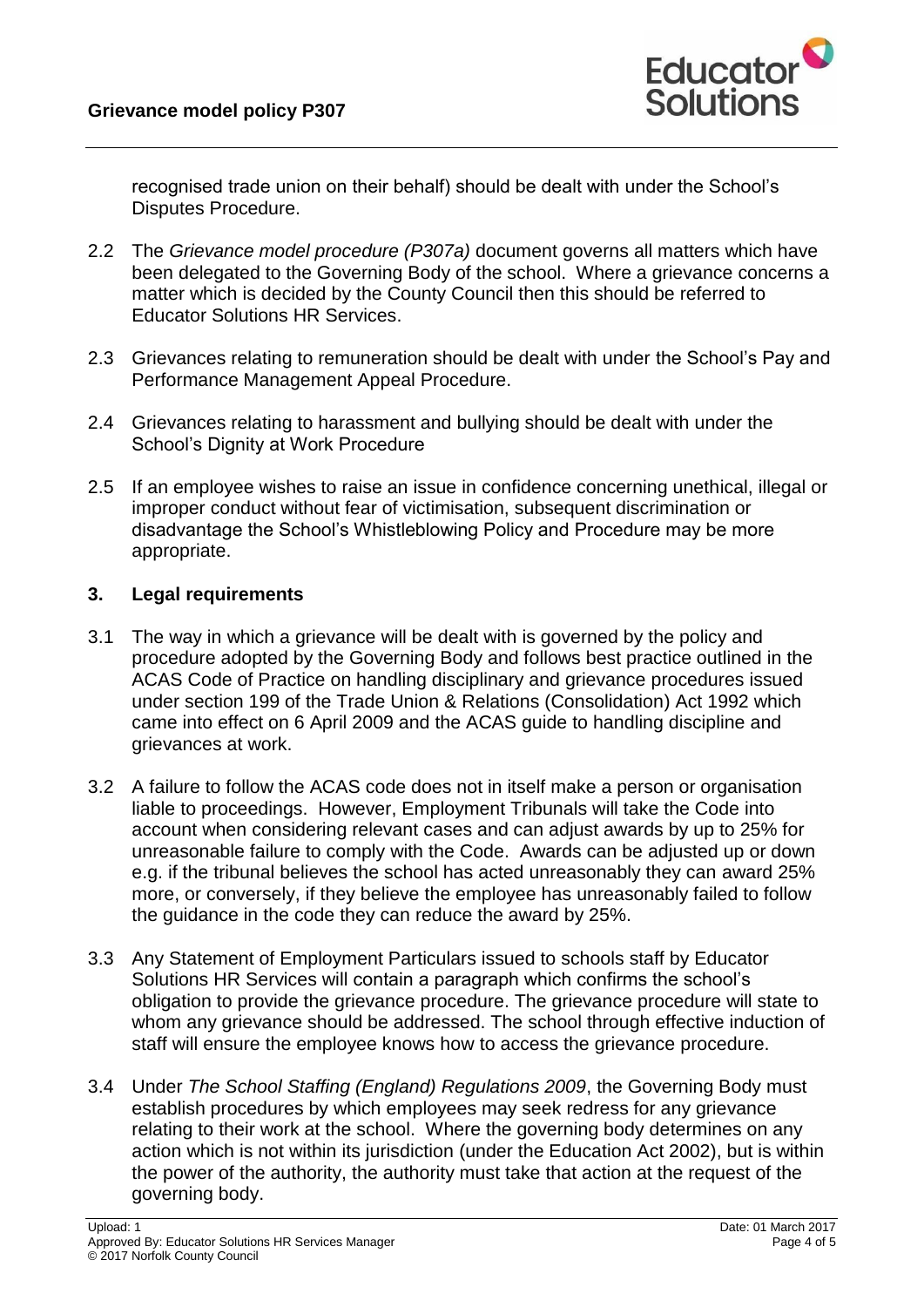recognised trade union on their behalf) should be dealt with under the School's Disputes Procedure.

2.2 The *Grievance model procedure (P307a)* document governs all matters which have been delegated to the Governing Body of the school. Where a grievance concerns a matter which is decided by the County Council then this should be referred to Educator Solutions HR Services.

2.3 Grievances relating to remuneration should be dealt with under the School's Pay and Performance Management Appeal Procedure.

2.4 Grievances relating to harassment and bullying should be dealt with under the School's Dignity at Work Procedure

2.5 If an employee wishes to raise an issue in confidence concerning unethical, illegal or improper conduct without fear of victimisation, subsequent discrimination or disadvantage the School's Whistleblowing Policy and Procedure may be more appropriate.

## 3. Legal requirements

3.1 The way in which a grievance will be dealt with is governed by the policy and procedure adopted by the Governing Body and follows best practice outlined in the ACAS Code of Practice on handling disciplinary and grievance procedures issued under section 199 of the Trade Union & Relations (Consolidation) Act 1992 which came into effect on 6 April 2009 and the ACAS guide to handling discipline and grievances at work.

3.2 A failure to follow the ACAS code does not in itself make a person or organisation liable to proceedings. However, Employment Tribunals will take the Code into account when considering relevant cases and can adjust awards by up to 25% for unreasonable failure to comply with the Code. Awards can be adjusted up or down e.g. if the tribunal believes the school has acted unreasonably they can award 25% more, or conversely, if they believe the employee has unreasonably failed to follow the guidance in the code they can reduce the award by 25%.

3.3 Any Statement of Employment Particulars issued to schools staff by Educator Solutions HR Services will contain a paragraph which confirms the school's obligation to provide the grievance procedure. The grievance procedure will state to whom any grievance should be addressed. The school through effective induction of staff will ensure the employee knows how to access the grievance procedure.

3.4 Under *The School Staffing (England) Regulations 2009*, the Governing Body must establish procedures by which employees may seek redress for any grievance relating to their work at the school. Where the governing body determines on any action which is not within its jurisdiction (under the Education Act 2002), but is within the power of the authority, the authority must take that action at the request of the governing body.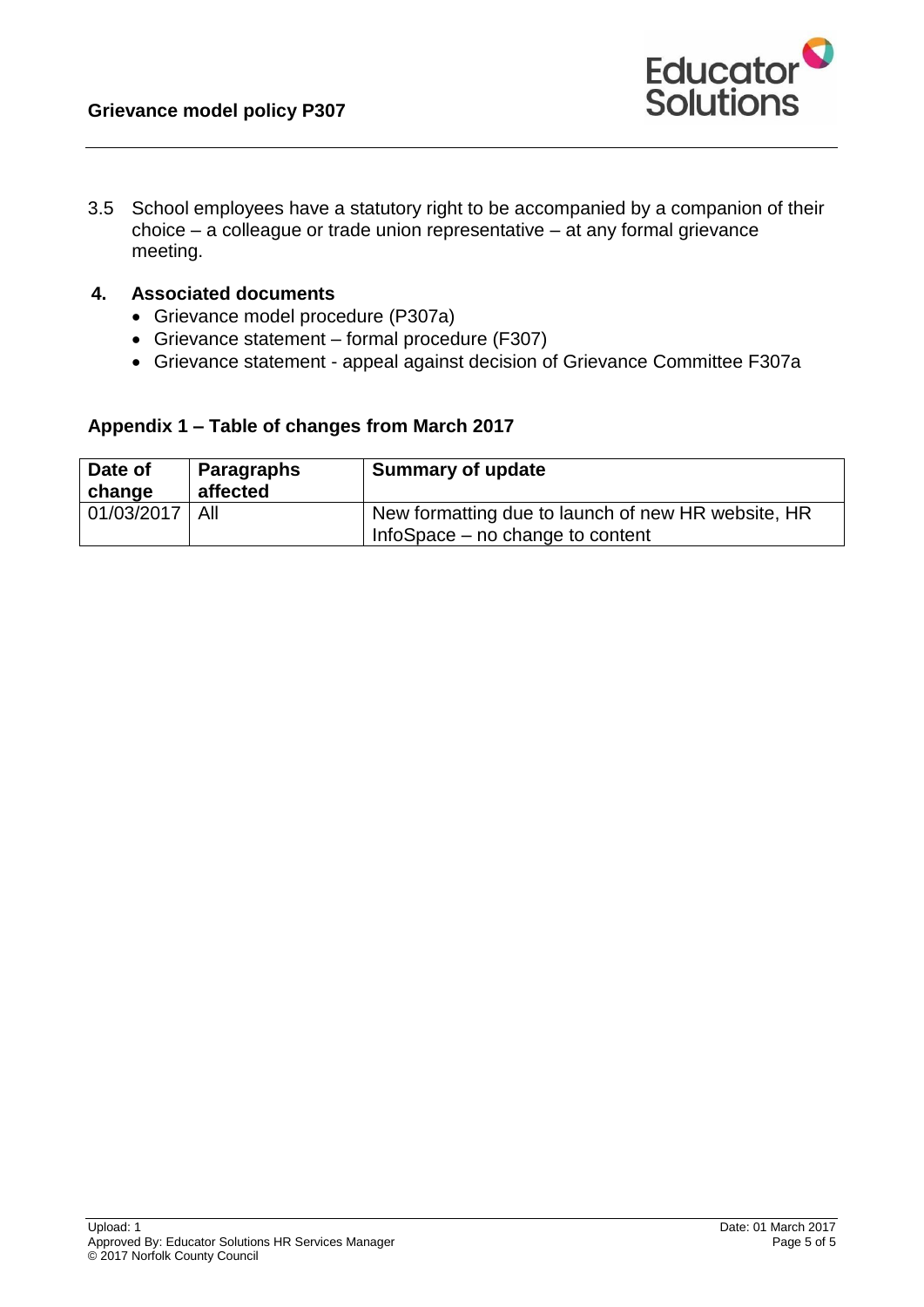3.5 School employees have a statutory right to be accompanied by a companion of their choice – a colleague or trade union representative – at any formal grievance meeting.

## 4. Associated documents

- Grievance model procedure (P307a)
- Grievance statement – formal procedure (F307)
- Grievance statement - appeal against decision of Grievance Committee F307a

## Appendix 1 – Table of changes from March 2017

| Date of change | Paragraphs affected | Summary of update |
|---|---|---|
| 01/03/2017 | All | New formatting due to launch of new HR website, HR InfoSpace – no change to content |